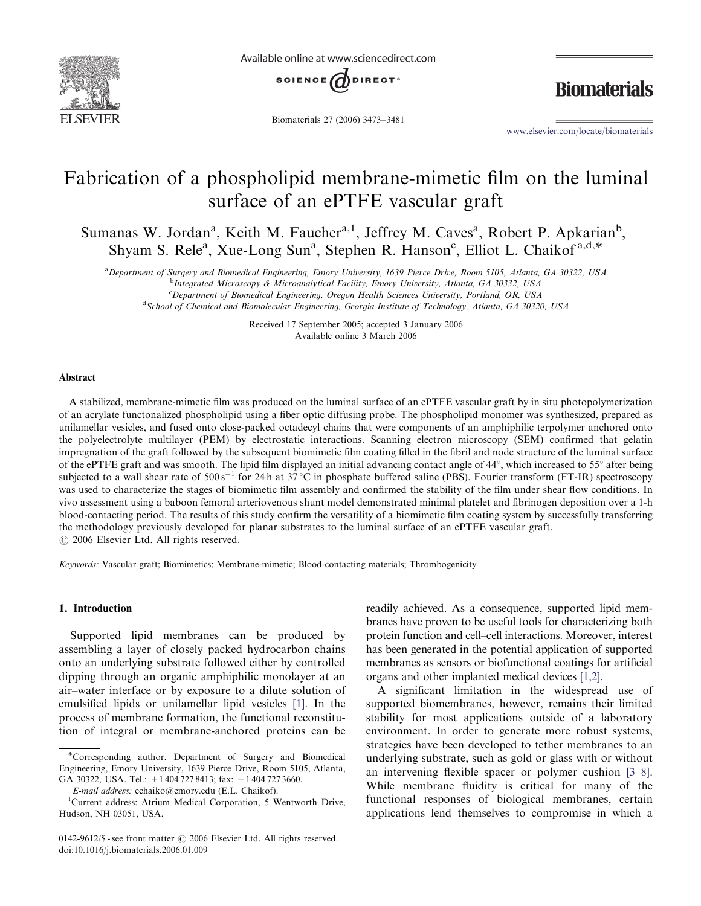# Fabrication of a phospholipid membrane-mimetic film on the luminal surface of an ePTFE vascular graft

Sumanas W. Jordan[a], Keith M. Faucher[a,1], Jeffrey M. Caves[a], Robert P. Apkarian[b], Shyam S. Rele[a], Xue-Long Sun[a], Stephen R. Hanson[c], Elliot L. Chaikof[a,d,*]

[a] Department of Surgery and Biomedical Engineering, Emory University, 1639 Pierce Drive, Room 5105, Atlanta, GA 30322, USA
[b] Integrated Microscopy & Microanalytical Facility, Emory University, Atlanta, GA 30332, USA
[c] Department of Biomedical Engineering, Oregon Health Sciences University, Portland, OR, USA
[d] School of Chemical and Biomolecular Engineering, Georgia Institute of Technology, Atlanta, GA 30320, USA

Received 17 September 2005; accepted 3 January 2006
Available online 3 March 2006

## Abstract

A stabilized, membrane-mimetic film was produced on the luminal surface of an ePTFE vascular graft by in situ photopolymerization of an acrylate functonalized phospholipid using a fiber optic diffusing probe. The phospholipid monomer was synthesized, prepared as unilamellar vesicles, and fused onto close-packed octadecyl chains that were components of an amphiphilic terpolymer anchored onto the polyelectrolyte multilayer (PEM) by electrostatic interactions. Scanning electron microscopy (SEM) confirmed that gelatin impregnation of the graft followed by the subsequent biomimetic film coating filled in the fibril and node structure of the luminal surface of the ePTFE graft and was smooth. The lipid film displayed an initial advancing contact angle of 44°, which increased to 55° after being subjected to a wall shear rate of $500\,s^{-1}$ for 24 h at 37 °C in phosphate buffered saline (PBS). Fourier transform (FT-IR) spectroscopy was used to characterize the stages of biomimetic film assembly and confirmed the stability of the film under shear flow conditions. In vivo assessment using a baboon femoral arteriovenous shunt model demonstrated minimal platelet and fibrinogen deposition over a 1-h blood-contacting period. The results of this study confirm the versatility of a biomimetic film coating system by successfully transferring the methodology previously developed for planar substrates to the luminal surface of an ePTFE vascular graft.
© 2006 Elsevier Ltd. All rights reserved.

*Keywords:* Vascular graft; Biomimetics; Membrane-mimetic; Blood-contacting materials; Thrombogenicity

## 1. Introduction

Supported lipid membranes can be produced by assembling a layer of closely packed hydrocarbon chains onto an underlying substrate followed either by controlled dipping through an organic amphiphilic monolayer at an air–water interface or by exposure to a dilute solution of emulsified lipids or unilamellar lipid vesicles [1]. In the process of membrane formation, the functional reconstitution of integral or membrane-anchored proteins can be readily achieved. As a consequence, supported lipid membranes have proven to be useful tools for characterizing both protein function and cell–cell interactions. Moreover, interest has been generated in the potential application of supported membranes as sensors or biofunctional coatings for artificial organs and other implanted medical devices [1,2].

A significant limitation in the widespread use of supported biomembranes, however, remains their limited stability for most applications outside of a laboratory environment. In order to generate more robust systems, strategies have been developed to tether membranes to an underlying substrate, such as gold or glass with or without an intervening flexible spacer or polymer cushion [3–8]. While membrane fluidity is critical for many of the functional responses of biological membranes, certain applications lend themselves to compromise in which a

*Corresponding author. Department of Surgery and Biomedical Engineering, Emory University, 1639 Pierce Drive, Room 5105, Atlanta, GA 30322, USA. Tel.: +1 404 727 8413; fax: +1 404 727 3660.
*E-mail address:* echaiko@emory.edu (E.L. Chaikof).
[1] Current address: Atrium Medical Corporation, 5 Wentworth Drive, Hudson, NH 03051, USA.

0142-9612/$ - see front matter © 2006 Elsevier Ltd. All rights reserved.
doi:10.1016/j.biomaterials.2006.01.009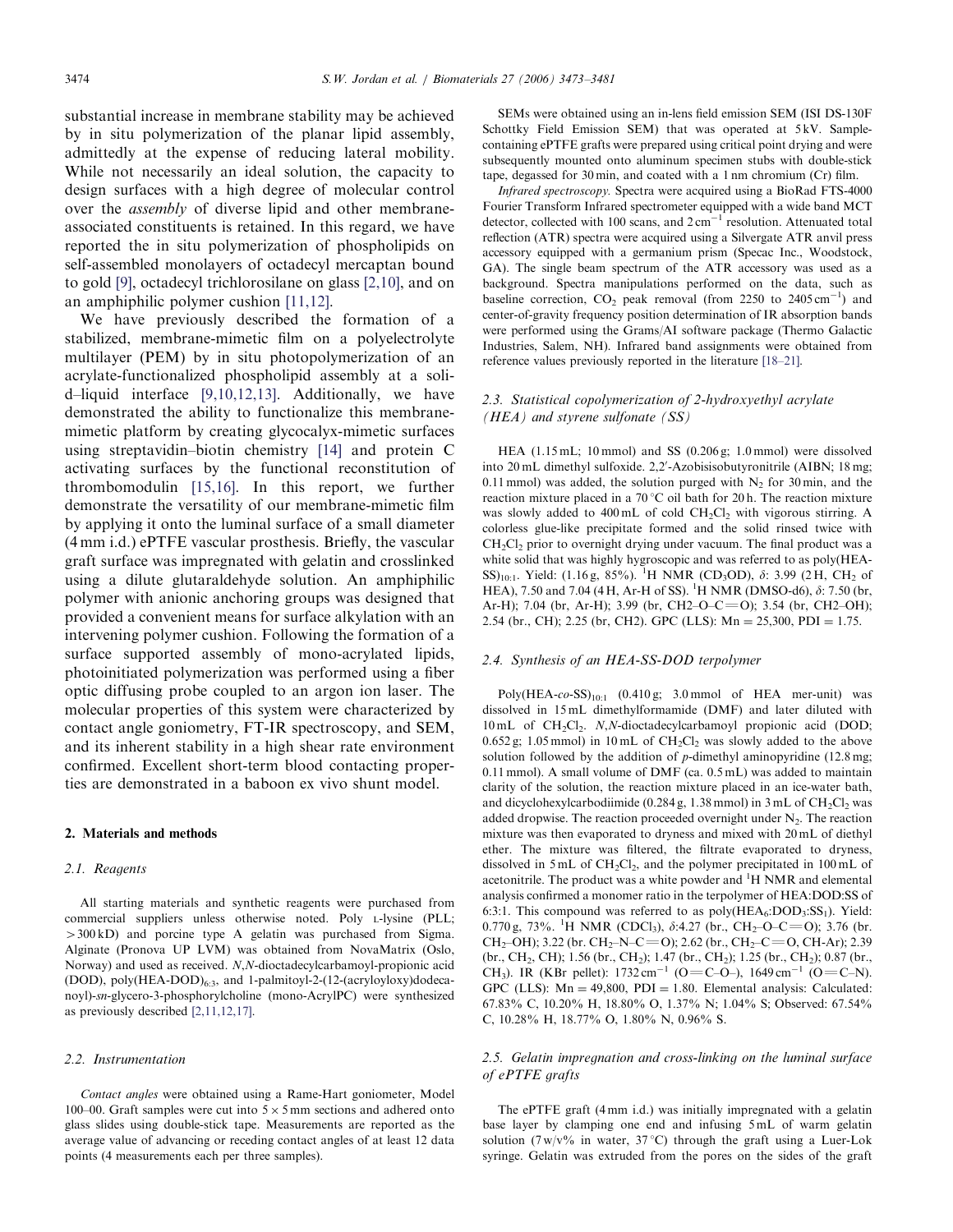substantial increase in membrane stability may be achieved by in situ polymerization of the planar lipid assembly, admittedly at the expense of reducing lateral mobility. While not necessarily an ideal solution, the capacity to design surfaces with a high degree of molecular control over the *assembly* of diverse lipid and other membrane-associated constituents is retained. In this regard, we have reported the in situ polymerization of phospholipids on self-assembled monolayers of octadecyl mercaptan bound to gold [9], octadecyl trichlorosilane on glass [2,10], and on an amphiphilic polymer cushion [11,12].

We have previously described the formation of a stabilized, membrane-mimetic film on a polyelectrolyte multilayer (PEM) by in situ photopolymerization of an acrylate-functionalized phospholipid assembly at a solid–liquid interface [9,10,12,13]. Additionally, we have demonstrated the ability to functionalize this membrane-mimetic platform by creating glycocalyx-mimetic surfaces using streptavidin–biotin chemistry [14] and protein C activating surfaces by the functional reconstitution of thrombomodulin [15,16]. In this report, we further demonstrate the versatility of our membrane-mimetic film by applying it onto the luminal surface of a small diameter (4 mm i.d.) ePTFE vascular prosthesis. Briefly, the vascular graft surface was impregnated with gelatin and crosslinked using a dilute glutaraldehyde solution. An amphiphilic polymer with anionic anchoring groups was designed that provided a convenient means for surface alkylation with an intervening polymer cushion. Following the formation of a surface supported assembly of mono-acrylated lipids, photoinitiated polymerization was performed using a fiber optic diffusing probe coupled to an argon ion laser. The molecular properties of this system were characterized by contact angle goniometry, FT-IR spectroscopy, and SEM, and its inherent stability in a high shear rate environment confirmed. Excellent short-term blood contacting properties are demonstrated in a baboon ex vivo shunt model.

## 2. Materials and methods

### 2.1. Reagents

All starting materials and synthetic reagents were purchased from commercial suppliers unless otherwise noted. Poly L-lysine (PLL; >300 kD) and porcine type A gelatin was purchased from Sigma. Alginate (Pronova UP LVM) was obtained from NovaMatrix (Oslo, Norway) and used as received. *N,N*-dioctadecylcarbamoyl-propionic acid (DOD), poly(HEA-DOD)$_{6:3}$, and 1-palmitoyl-2-(12-(acryloyloxy)dodecanoyl)-*sn*-glycero-3-phosphorylcholine (mono-AcrylPC) were synthesized as previously described [2,11,12,17].

### 2.2. Instrumentation

*Contact angles* were obtained using a Rame-Hart goniometer, Model 100–00. Graft samples were cut into 5 × 5 mm sections and adhered onto glass slides using double-stick tape. Measurements are reported as the average value of advancing or receding contact angles of at least 12 data points (4 measurements each per three samples).

SEMs were obtained using an in-lens field emission SEM (ISI DS-130F Schottky Field Emission SEM) that was operated at 5 kV. Sample-containing ePTFE grafts were prepared using critical point drying and were subsequently mounted onto aluminum specimen stubs with double-stick tape, degassed for 30 min, and coated with a 1 nm chromium (Cr) film.

*Infrared spectroscopy.* Spectra were acquired using a BioRad FTS-4000 Fourier Transform Infrared spectrometer equipped with a wide band MCT detector, collected with 100 scans, and 2 cm$^{-1}$ resolution. Attenuated total reflection (ATR) spectra were acquired using a Silvergate ATR anvil press accessory equipped with a germanium prism (Specac Inc., Woodstock, GA). The single beam spectrum of the ATR accessory was used as a background. Spectra manipulations performed on the data, such as baseline correction, $CO_2$ peak removal (from 2250 to 2405 cm$^{-1}$) and center-of-gravity frequency position determination of IR absorption bands were performed using the Grams/AI software package (Thermo Galactic Industries, Salem, NH). Infrared band assignments were obtained from reference values previously reported in the literature [18–21].

### 2.3. Statistical copolymerization of 2-hydroxyethyl acrylate (HEA) and styrene sulfonate (SS)

HEA (1.15 mL; 10 mmol) and SS (0.206 g; 1.0 mmol) were dissolved into 20 mL dimethyl sulfoxide. 2,2′-Azobisisobutyronitrile (AIBN; 18 mg; 0.11 mmol) was added, the solution purged with $N_2$ for 30 min, and the reaction mixture placed in a 70 °C oil bath for 20 h. The reaction mixture was slowly added to 400 mL of cold $CH_2Cl_2$ with vigorous stirring. A colorless glue-like precipitate formed and the solid rinsed twice with $CH_2Cl_2$ prior to overnight drying under vacuum. The final product was a white solid that was highly hygroscopic and was referred to as poly(HEA-SS)$_{10:1}$. Yield: (1.16 g, 85%). $^1$H NMR (CD$_3$OD), δ: 3.99 (2 H, CH$_2$ of HEA), 7.50 and 7.04 (4 H, Ar-H of SS). $^1$H NMR (DMSO-d6), δ: 7.50 (br, Ar-H); 7.04 (br, Ar-H); 3.99 (br, CH2–O–C=O); 3.54 (br, CH2–OH); 2.54 (br., CH); 2.25 (br, CH2). GPC (LLS): Mn = 25,300, PDI = 1.75.

### 2.4. Synthesis of an HEA-SS-DOD terpolymer

Poly(HEA-*co*-SS)$_{10:1}$ (0.410 g; 3.0 mmol of HEA mer-unit) was dissolved in 15 mL dimethylformamide (DMF) and later diluted with 10 mL of $CH_2Cl_2$. *N,N*-dioctadecylcarbamoyl propionic acid (DOD; 0.652 g; 1.05 mmol) in 10 mL of $CH_2Cl_2$ was slowly added to the above solution followed by the addition of *p*-dimethyl aminopyridine (12.8 mg; 0.11 mmol). A small volume of DMF (ca. 0.5 mL) was added to maintain clarity of the solution, the reaction mixture placed in an ice-water bath, and dicyclohexylcarbodiimide (0.284 g, 1.38 mmol) in 3 mL of $CH_2Cl_2$ was added dropwise. The reaction proceeded overnight under $N_2$. The reaction mixture was then evaporated to dryness and mixed with 20 mL of diethyl ether. The mixture was filtered, the filtrate evaporated to dryness, dissolved in 5 mL of $CH_2Cl_2$, and the polymer precipitated in 100 mL of acetonitrile. The product was a white powder and $^1$H NMR and elemental analysis confirmed a monomer ratio in the terpolymer of HEA:DOD:SS of 6:3:1. This compound was referred to as poly(HEA$_6$:DOD$_3$:SS$_1$). Yield: 0.770 g, 73%. $^1$H NMR (CDCl$_3$), δ:4.27 (br., CH$_2$–O–C=O); 3.76 (br. CH$_2$–OH); 3.22 (br. CH$_2$–N–C=O); 2.62 (br., CH$_2$–C=O, CH-Ar); 2.39 (br., CH$_2$, CH); 1.56 (br., CH$_2$); 1.47 (br., CH$_2$); 1.25 (br., CH$_2$); 0.87 (br., CH$_3$). IR (KBr pellet): 1732 cm$^{-1}$ (O=C–O–), 1649 cm$^{-1}$ (O=C–N). GPC (LLS): Mn = 49,800, PDI = 1.80. Elemental analysis: Calculated: 67.83% C, 10.20% H, 18.80% O, 1.37% N; 1.04% S; Observed: 67.54% C, 10.28% H, 18.77% O, 1.80% N, 0.96% S.

### 2.5. Gelatin impregnation and cross-linking on the luminal surface of ePTFE grafts

The ePTFE graft (4 mm i.d.) was initially impregnated with a gelatin base layer by clamping one end and infusing 5 mL of warm gelatin solution (7 w/v% in water, 37 °C) through the graft using a Luer-Lok syringe. Gelatin was extruded from the pores on the sides of the graft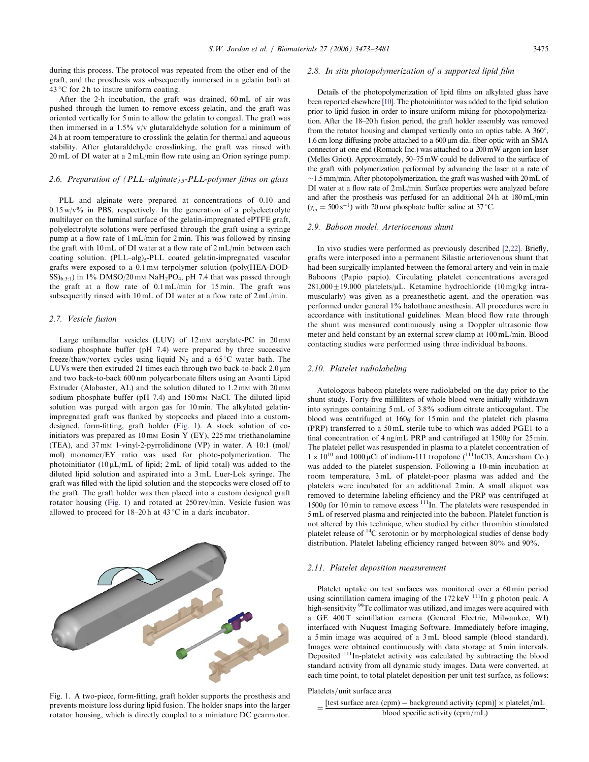during this process. The protocol was repeated from the other end of the graft, and the prosthesis was subsequently immersed in a gelatin bath at 43 °C for 2 h to insure uniform coating.

After the 2-h incubation, the graft was drained, 60 mL of air was pushed through the lumen to remove excess gelatin, and the graft was oriented vertically for 5 min to allow the gelatin to congeal. The graft was then immersed in a 1.5% v/v glutaraldehyde solution for a minimum of 24 h at room temperature to crosslink the gelatin for thermal and aqueous stability. After glutaraldehyde crosslinking, the graft was rinsed with 20 mL of DI water at a 2 mL/min flow rate using an Orion syringe pump.

### 2.6. Preparation of $(PLL–alginate)_5$-PLL-polymer films on glass

PLL and alginate were prepared at concentrations of 0.10 and 0.15 w/v% in PBS, respectively. In the generation of a polyelectrolyte multilayer on the luminal surface of the gelatin-impregnated ePTFE graft, polyelectrolyte solutions were perfused through the graft using a syringe pump at a flow rate of 1 mL/min for 2 min. This was followed by rinsing the graft with 10 mL of DI water at a flow rate of 2 mL/min between each coating solution. $(PLL–alg)_5$-PLL coated gelatin-impregnated vascular grafts were exposed to a 0.1 mM terpolymer solution (poly(HEA-DOD-$SS)_{6:3:1}$) in 1% DMSO/20 mM $NaH_2PO_4$, pH 7.4 that was passed through the graft at a flow rate of 0.1 mL/min for 15 min. The graft was subsequently rinsed with 10 mL of DI water at a flow rate of 2 mL/min.

### 2.7. Vesicle fusion

Large unilamellar vesicles (LUV) of 12 mM acrylate-PC in 20 mM sodium phosphate buffer (pH 7.4) were prepared by three successive freeze/thaw/vortex cycles using liquid $N_2$ and a 65 °C water bath. The LUVs were then extruded 21 times each through two back-to-back 2.0 μm and two back-to-back 600 nm polycarbonate filters using an Avanti Lipid Extruder (Alabaster, AL) and the solution diluted to 1.2 mM with 20 mM sodium phosphate buffer (pH 7.4) and 150 mM NaCl. The diluted lipid solution was purged with argon gas for 10 min. The alkylated gelatin-impregnated graft was flanked by stopcocks and placed into a custom-designed, form-fitting, graft holder (Fig. 1). A stock solution of co-initiators was prepared as 10 mM Eosin Y (EY), 225 mM triethanolamine (TEA), and 37 mM 1-vinyl-2-pyrrolidinone (VP) in water. A 10:1 (mol/mol) monomer/EY ratio was used for photo-polymerization. The photoinitiator (10 μL/mL of lipid; 2 mL of lipid total) was added to the diluted lipid solution and aspirated into a 3 mL Luer-Lok syringe. The graft was filled with the lipid solution and the stopcocks were closed off to the graft. The graft holder was then placed into a custom designed graft rotator housing (Fig. 1) and rotated at 250 rev/min. Vesicle fusion was allowed to proceed for 18–20 h at 43 °C in a dark incubator.

Fig. 1. A two-piece, form-fitting, graft holder supports the prosthesis and prevents moisture loss during lipid fusion. The holder snaps into the larger rotator housing, which is directly coupled to a miniature DC gearmotor.

### 2.8. In situ photopolymerization of a supported lipid film

Details of the photopolymerization of lipid films on alkylated glass have been reported elsewhere [10]. The photoinitiator was added to the lipid solution prior to lipid fusion in order to insure uniform mixing for photopolymerization. After the 18–20 h fusion period, the graft holder assembly was removed from the rotator housing and clamped vertically onto an optics table. A 360°, 1.6 cm long diffusing probe attached to a 600 μm dia. fiber optic with an SMA connector at one end (Romack Inc.) was attached to a 200 mW argon ion laser (Melles Griot). Approximately, 50–75 mW could be delivered to the surface of the graft with polymerization performed by advancing the laser at a rate of ~1.5 mm/min. After photopolymerization, the graft was washed with 20 mL of DI water at a flow rate of 2 mL/min. Surface properties were analyzed before and after the prosthesis was perfused for an additional 24 h at 180 mL/min ($\gamma_\omega = 500\,s^{-1}$) with 20 mM phosphate buffer saline at 37 °C.

### 2.9. Baboon model. Arteriovenous shunt

In vivo studies were performed as previously described [2,22]. Briefly, grafts were interposed into a permanent Silastic arteriovenous shunt that had been surgically implanted between the femoral artery and vein in male Baboons (Papio papio). Circulating platelet concentrations averaged $281{,}000 \pm 19{,}000$ platelets/μL. Ketamine hydrochloride (10 mg/kg intramuscularly) was given as a preanesthetic agent, and the operation was performed under general 1% halothane anesthesia. All procedures were in accordance with institutional guidelines. Mean blood flow rate through the shunt was measured continuously using a Doppler ultrasonic flow meter and held constant by an external screw clamp at 100 mL/min. Blood contacting studies were performed using three individual baboons.

### 2.10. Platelet radiolabeling

Autologous baboon platelets were radiolabeled on the day prior to the shunt study. Forty-five milliliters of whole blood were initially withdrawn into syringes containing 5 mL of 3.8% sodium citrate anticoagulant. The blood was centrifuged at 160g for 15 min and the platelet rich plasma (PRP) transferred to a 50 mL sterile tube to which was added PGE1 to a final concentration of 4 ng/mL PRP and centrifuged at 1500g for 25 min. The platelet pellet was resuspended in plasma to a platelet concentration of $1\times10^{10}$ and 1000 μCi of indium-111 tropolone ($^{111}InCl3$, Amersham Co.) was added to the platelet suspension. Following a 10-min incubation at room temperature, 3 mL of platelet-poor plasma was added and the platelets were incubated for an additional 2 min. A small aliquot was removed to determine labeling efficiency and the PRP was centrifuged at 1500g for 10 min to remove excess $^{111}In$. The platelets were resuspended in 5 mL of reserved plasma and reinjected into the baboon. Platelet function is not altered by this technique, when studied by either thrombin stimulated platelet release of $^{14}C$ serotonin or by morphological studies of dense body distribution. Platelet labeling efficiency ranged between 80% and 90%.

### 2.11. Platelet deposition measurement

Platelet uptake on test surfaces was monitored over a 60 min period using scintillation camera imaging of the 172 keV $^{111}In$ g photon peak. A high-sensitivity $^{99}Tc$ collimator was utilized, and images were acquired with a GE 400 T scintillation camera (General Electric, Milwaukee, WI) interfaced with Nuquest Imaging Software. Immediately before imaging, a 5 min image was acquired of a 3 mL blood sample (blood standard). Images were obtained continuously with data storage at 5 min intervals. Deposited $^{111}In$-platelet activity was calculated by subtracting the blood standard activity from all dynamic study images. Data were converted, at each time point, to total platelet deposition per unit test surface, as follows:

$$\text{Platelets/unit surface area} = \frac{[\text{test surface area (cpm)} - \text{background activity (cpm)}] \times \text{platelet/mL}}{\text{blood specific activity (cpm/mL)}},$$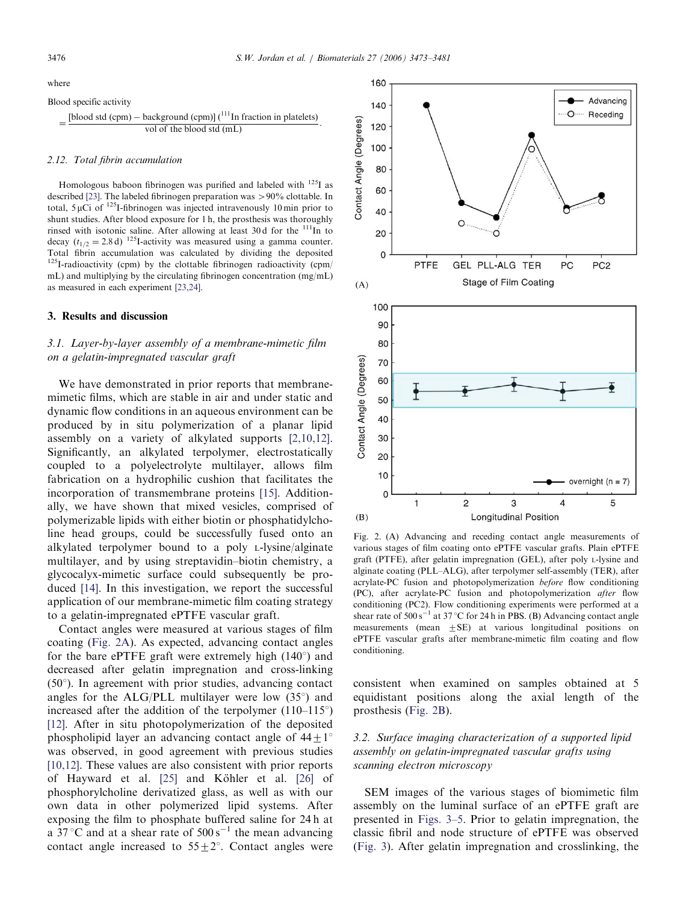where

Blood specific activity

$$= \frac{[\text{blood std (cpm)} - \text{background (cpm)}]\ (^{111}\text{In fraction in platelets})}{\text{vol of the blood std (mL)}}.$$

### 2.12. Total fibrin accumulation

Homologous baboon fibrinogen was purified and labeled with $^{125}$I as described [23]. The labeled fibrinogen preparation was >90% clottable. In total, 5 μCi of $^{125}$I-fibrinogen was injected intravenously 10 min prior to shunt studies. After blood exposure for 1 h, the prosthesis was thoroughly rinsed with isotonic saline. After allowing at least 30 d for the $^{111}$In to decay ($t_{1/2} = 2.8$ d) $^{125}$I-activity was measured using a gamma counter. Total fibrin accumulation was calculated by dividing the deposited $^{125}$I-radioactivity (cpm) by the clottable fibrinogen radioactivity (cpm/mL) and multiplying by the circulating fibrinogen concentration (mg/mL) as measured in each experiment [23,24].

## 3. Results and discussion

### 3.1. Layer-by-layer assembly of a membrane-mimetic film on a gelatin-impregnated vascular graft

We have demonstrated in prior reports that membrane-mimetic films, which are stable in air and under static and dynamic flow conditions in an aqueous environment can be produced by in situ polymerization of a planar lipid assembly on a variety of alkylated supports [2,10,12]. Significantly, an alkylated terpolymer, electrostatically coupled to a polyelectrolyte multilayer, allows film fabrication on a hydrophilic cushion that facilitates the incorporation of transmembrane proteins [15]. Additionally, we have shown that mixed vesicles, comprised of polymerizable lipids with either biotin or phosphatidylcholine head groups, could be successfully fused onto an alkylated terpolymer bound to a poly L-lysine/alginate multilayer, and by using streptavidin–biotin chemistry, a glycocalyx-mimetic surface could subsequently be produced [14]. In this investigation, we report the successful application of our membrane-mimetic film coating strategy to a gelatin-impregnated ePTFE vascular graft.

Contact angles were measured at various stages of film coating (Fig. 2A). As expected, advancing contact angles for the bare ePTFE graft were extremely high (140°) and decreased after gelatin impregnation and cross-linking (50°). In agreement with prior studies, advancing contact angles for the ALG/PLL multilayer were low (35°) and increased after the addition of the terpolymer (110–115°) [12]. After in situ photopolymerization of the deposited phospholipid layer an advancing contact angle of $44 \pm 1°$ was observed, in good agreement with previous studies [10,12]. These values are also consistent with prior reports of Hayward et al. [25] and Köhler et al. [26] of phosphorylcholine derivatized glass, as well as with our own data in other polymerized lipid systems. After exposing the film to phosphate buffered saline for 24 h at a 37 °C and at a shear rate of 500 s$^{-1}$ the mean advancing contact angle increased to $55 \pm 2°$. Contact angles were consistent when examined on samples obtained at 5 equidistant positions along the axial length of the prosthesis (Fig. 2B).

Fig. 2. (A) Advancing and receding contact angle measurements of various stages of film coating onto ePTFE vascular grafts. Plain ePTFE graft (PTFE), after gelatin impregnation (GEL), after poly L-lysine and alginate coating (PLL–ALG), after terpolymer self-assembly (TER), after acrylate-PC fusion and photopolymerization *before* flow conditioning (PC), after acrylate-PC fusion and photopolymerization *after* flow conditioning (PC2). Flow conditioning experiments were performed at a shear rate of 500 s$^{-1}$ at 37 °C for 24 h in PBS. (B) Advancing contact angle measurements (mean ±SE) at various longitudinal positions on ePTFE vascular grafts after membrane-mimetic film coating and flow conditioning.

### 3.2. Surface imaging characterization of a supported lipid assembly on gelatin-impregnated vascular grafts using scanning electron microscopy

SEM images of the various stages of biomimetic film assembly on the luminal surface of an ePTFE graft are presented in Figs. 3–5. Prior to gelatin impregnation, the classic fibril and node structure of ePTFE was observed (Fig. 3). After gelatin impregnation and crosslinking, the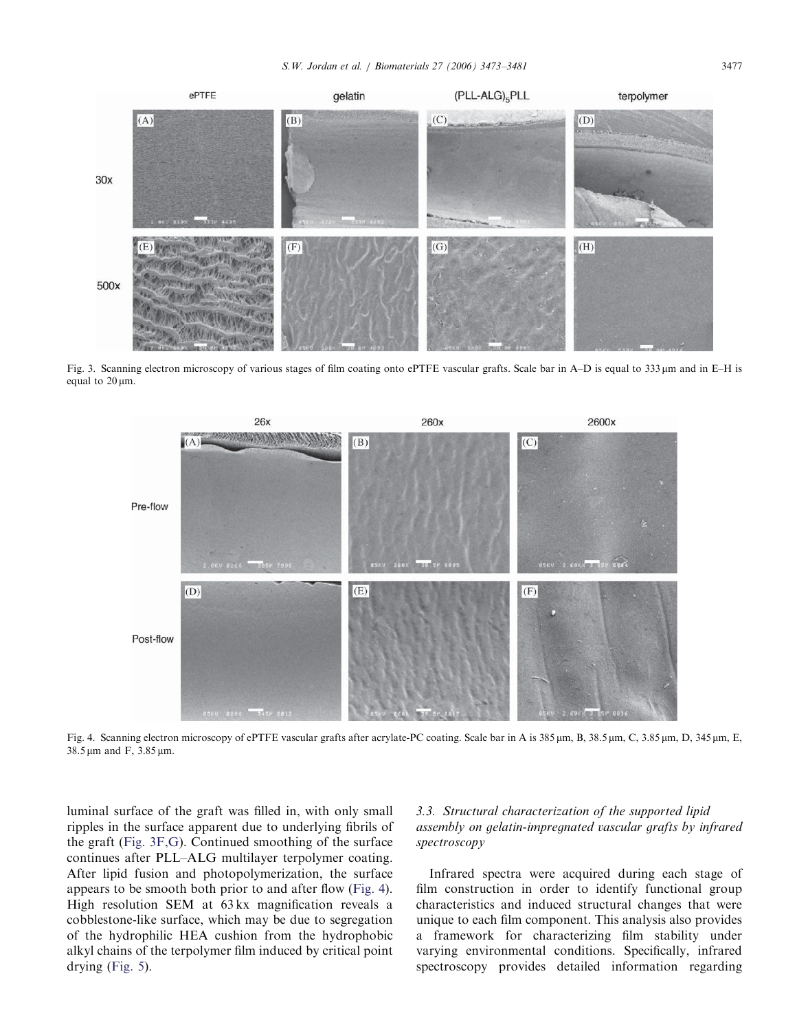Fig. 3. Scanning electron microscopy of various stages of film coating onto ePTFE vascular grafts. Scale bar in A–D is equal to 333 μm and in E–H is equal to 20 μm.

Fig. 4. Scanning electron microscopy of ePTFE vascular grafts after acrylate-PC coating. Scale bar in A is 385 μm, B, 38.5 μm, C, 3.85 μm, D, 345 μm, E, 38.5 μm and F, 3.85 μm.

luminal surface of the graft was filled in, with only small ripples in the surface apparent due to underlying fibrils of the graft (Fig. 3F,G). Continued smoothing of the surface continues after PLL–ALG multilayer terpolymer coating. After lipid fusion and photopolymerization, the surface appears to be smooth both prior to and after flow (Fig. 4). High resolution SEM at 63 kx magnification reveals a cobblestone-like surface, which may be due to segregation of the hydrophilic HEA cushion from the hydrophobic alkyl chains of the terpolymer film induced by critical point drying (Fig. 5).

### 3.3. Structural characterization of the supported lipid assembly on gelatin-impregnated vascular grafts by infrared spectroscopy

Infrared spectra were acquired during each stage of film construction in order to identify functional group characteristics and induced structural changes that were unique to each film component. This analysis also provides a framework for characterizing film stability under varying environmental conditions. Specifically, infrared spectroscopy provides detailed information regarding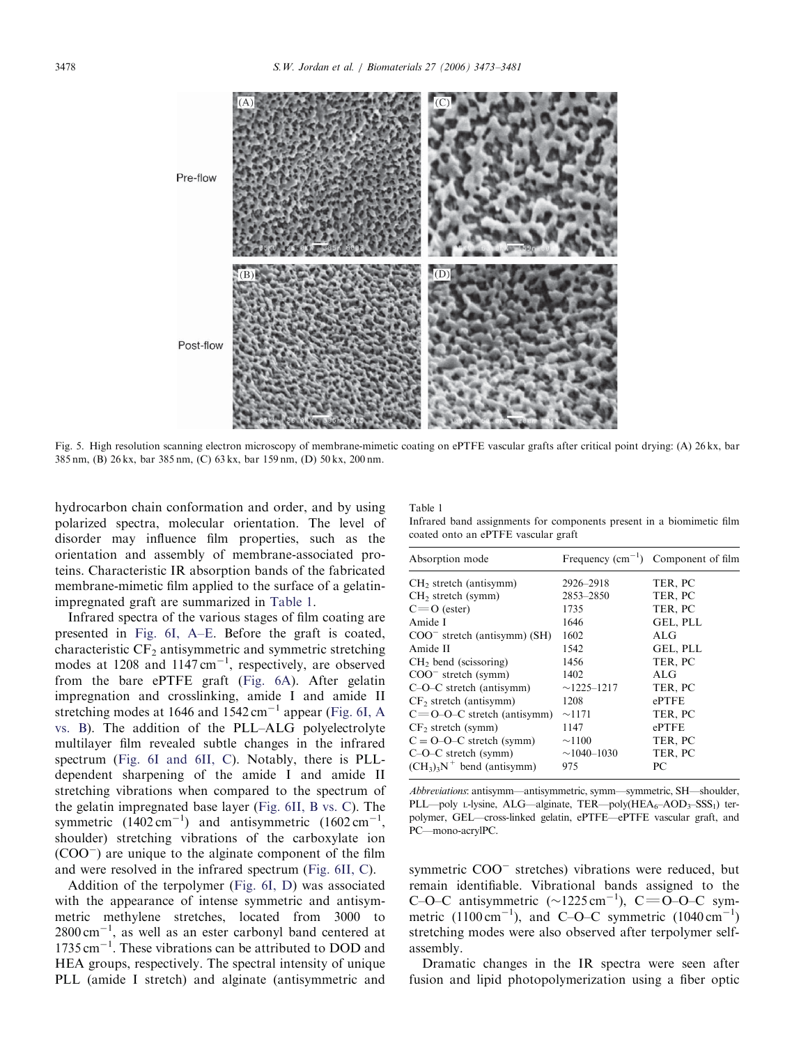Fig. 5. High resolution scanning electron microscopy of membrane-mimetic coating on ePTFE vascular grafts after critical point drying: (A) 26 kx, bar 385 nm, (B) 26 kx, bar 385 nm, (C) 63 kx, bar 159 nm, (D) 50 kx, 200 nm.

hydrocarbon chain conformation and order, and by using polarized spectra, molecular orientation. The level of disorder may influence film properties, such as the orientation and assembly of membrane-associated proteins. Characteristic IR absorption bands of the fabricated membrane-mimetic film applied to the surface of a gelatin-impregnated graft are summarized in Table 1.

Infrared spectra of the various stages of film coating are presented in Fig. 6I, A–E. Before the graft is coated, characteristic $CF_2$ antisymmetric and symmetric stretching modes at 1208 and 1147 $cm^{-1}$, respectively, are observed from the bare ePTFE graft (Fig. 6A). After gelatin impregnation and crosslinking, amide I and amide II stretching modes at 1646 and 1542 $cm^{-1}$ appear (Fig. 6I, A vs. B). The addition of the PLL–ALG polyelectrolyte multilayer film revealed subtle changes in the infrared spectrum (Fig. 6I and 6II, C). Notably, there is PLL-dependent sharpening of the amide I and amide II stretching vibrations when compared to the spectrum of the gelatin impregnated base layer (Fig. 6II, B vs. C). The symmetric (1402 $cm^{-1}$) and antisymmetric (1602 $cm^{-1}$, shoulder) stretching vibrations of the carboxylate ion ($COO^-$) are unique to the alginate component of the film and were resolved in the infrared spectrum (Fig. 6II, C).

Addition of the terpolymer (Fig. 6I, D) was associated with the appearance of intense symmetric and antisymmetric methylene stretches, located from 3000 to 2800 $cm^{-1}$, as well as an ester carbonyl band centered at 1735 $cm^{-1}$. These vibrations can be attributed to DOD and HEA groups, respectively. The spectral intensity of unique PLL (amide I stretch) and alginate (antisymmetric and symmetric $COO^-$ stretches) vibrations were reduced, but remain identifiable. Vibrational bands assigned to the C–O–C antisymmetric (~1225 $cm^{-1}$), C=O–O–C symmetric (1100 $cm^{-1}$), and C–O–C symmetric (1040 $cm^{-1}$) stretching modes were also observed after terpolymer self-assembly.

Dramatic changes in the IR spectra were seen after fusion and lipid photopolymerization using a fiber optic

Table 1
Infrared band assignments for components present in a biomimetic film coated onto an ePTFE vascular graft

| Absorption mode | Frequency ($cm^{-1}$) | Component of film |
|---|---|---|
| $CH_2$ stretch (antisymm) | 2926–2918 | TER, PC |
| $CH_2$ stretch (symm) | 2853–2850 | TER, PC |
| C=O (ester) | 1735 | TER, PC |
| Amide I | 1646 | GEL, PLL |
| $COO^-$ stretch (antisymm) (SH) | 1602 | ALG |
| Amide II | 1542 | GEL, PLL |
| $CH_2$ bend (scissoring) | 1456 | TER, PC |
| $COO^-$ stretch (symm) | 1402 | ALG |
| C–O–C stretch (antisymm) | ~1225–1217 | TER, PC |
| $CF_2$ stretch (antisymm) | 1208 | ePTFE |
| C=O–O–C stretch (antisymm) | ~1171 | TER, PC |
| $CF_2$ stretch (symm) | 1147 | ePTFE |
| C=O–O–C stretch (symm) | ~1100 | TER, PC |
| C–O–C stretch (symm) | ~1040–1030 | TER, PC |
| $(CH_3)_3N^+$ bend (antisymm) | 975 | PC |

*Abbreviations*: antisymm—antisymmetric, symm—symmetric, SH—shoulder, PLL—poly L-lysine, ALG—alginate, TER—poly($HEA_6$–$AOD_3$–$SSS_1$) terpolymer, GEL—cross-linked gelatin, ePTFE—ePTFE vascular graft, and PC—mono-acrylPC.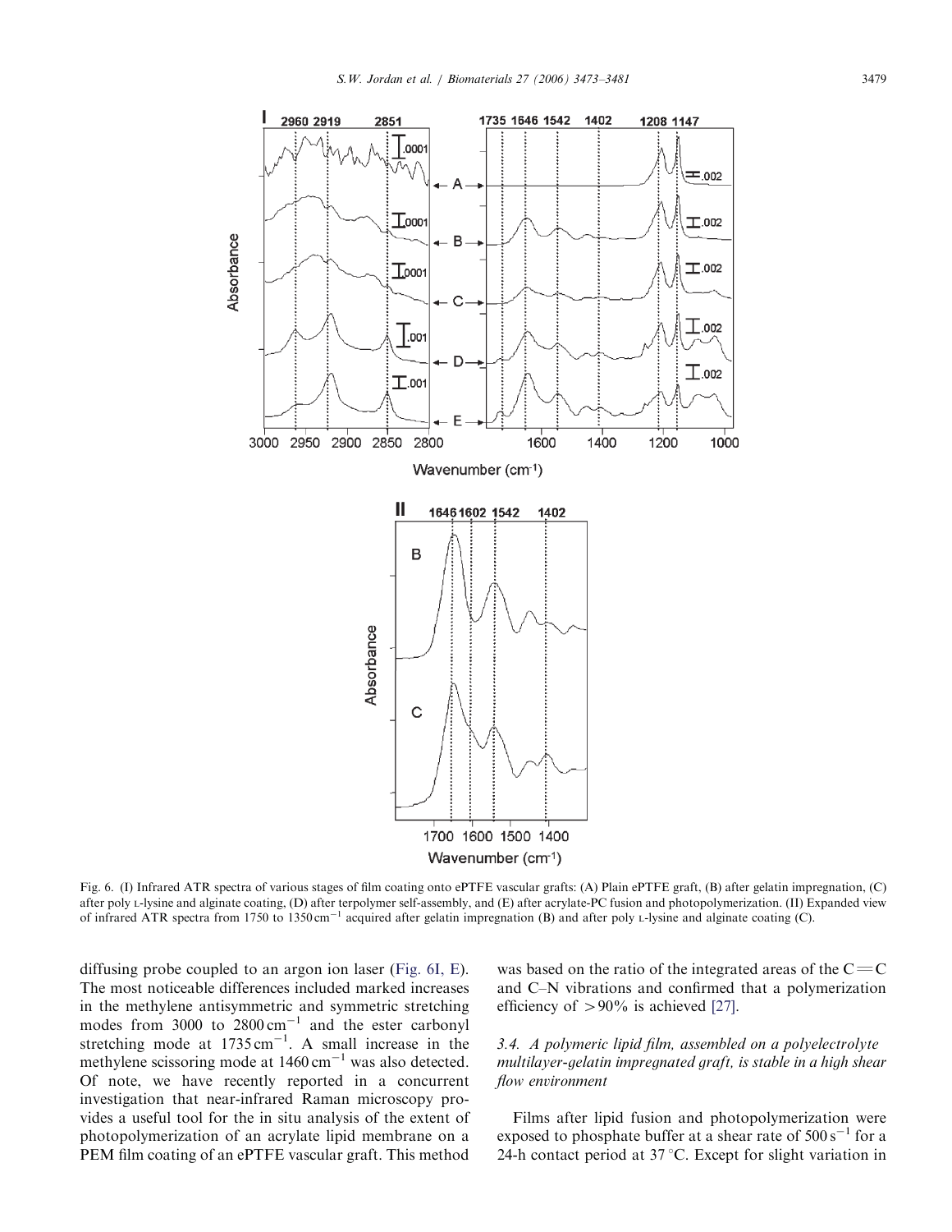Fig. 6. (I) Infrared ATR spectra of various stages of film coating onto ePTFE vascular grafts: (A) Plain ePTFE graft, (B) after gelatin impregnation, (C) after poly L-lysine and alginate coating, (D) after terpolymer self-assembly, and (E) after acrylate-PC fusion and photopolymerization. (II) Expanded view of infrared ATR spectra from 1750 to 1350 $cm^{-1}$ acquired after gelatin impregnation (B) and after poly L-lysine and alginate coating (C).

diffusing probe coupled to an argon ion laser (Fig. 6I, E). The most noticeable differences included marked increases in the methylene antisymmetric and symmetric stretching modes from 3000 to 2800 $cm^{-1}$ and the ester carbonyl stretching mode at 1735 $cm^{-1}$. A small increase in the methylene scissoring mode at 1460 $cm^{-1}$ was also detected. Of note, we have recently reported in a concurrent investigation that near-infrared Raman microscopy provides a useful tool for the in situ analysis of the extent of photopolymerization of an acrylate lipid membrane on a PEM film coating of an ePTFE vascular graft. This method was based on the ratio of the integrated areas of the C=C and C–N vibrations and confirmed that a polymerization efficiency of >90% is achieved [27].

### 3.4. A polymeric lipid film, assembled on a polyelectrolyte multilayer-gelatin impregnated graft, is stable in a high shear flow environment

Films after lipid fusion and photopolymerization were exposed to phosphate buffer at a shear rate of 500 $s^{-1}$ for a 24-h contact period at 37 °C. Except for slight variation in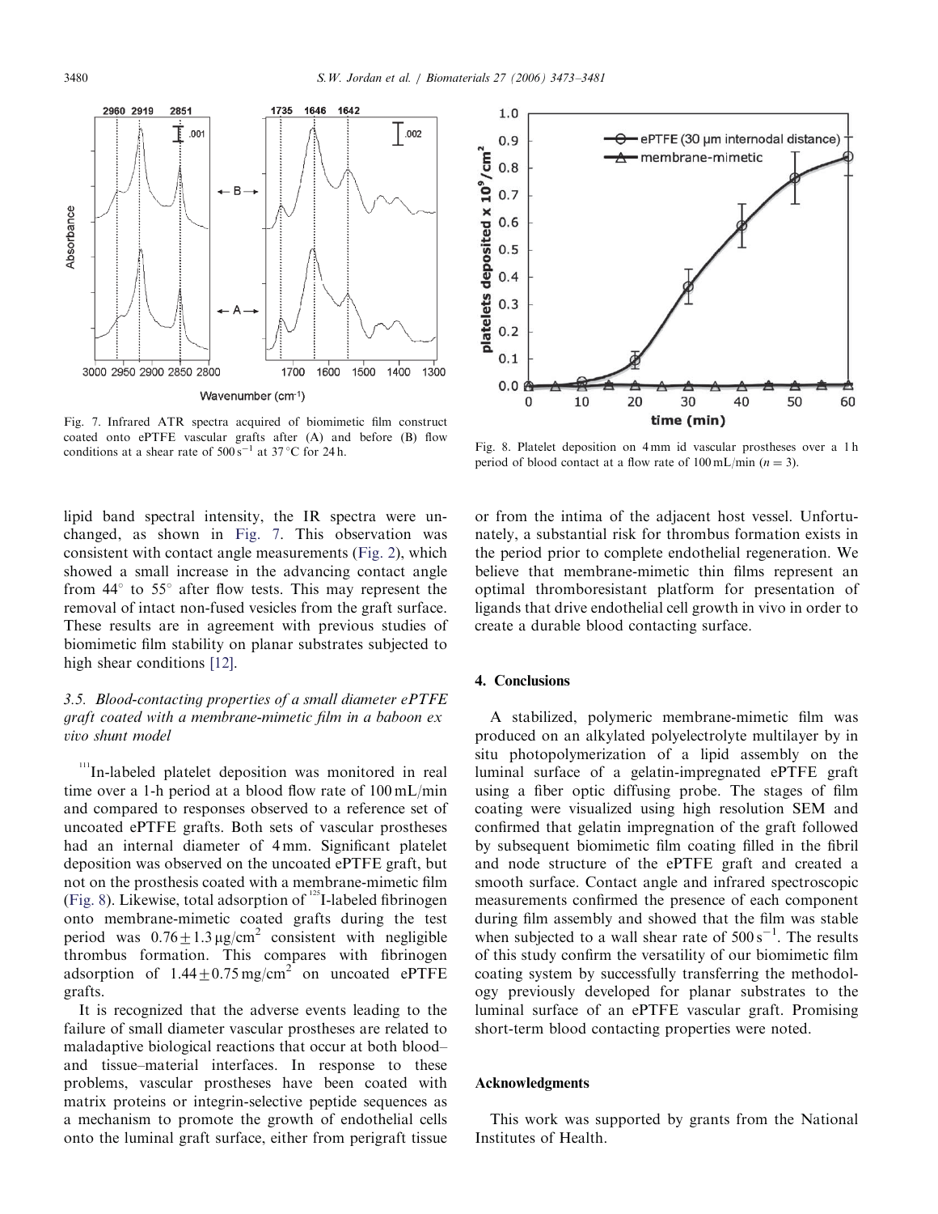Fig. 7. Infrared ATR spectra acquired of biomimetic film construct coated onto ePTFE vascular grafts after (A) and before (B) flow conditions at a shear rate of $500\,s^{-1}$ at 37 °C for 24 h.

Fig. 8. Platelet deposition on 4 mm id vascular prostheses over a 1 h period of blood contact at a flow rate of 100 mL/min ($n = 3$).

lipid band spectral intensity, the IR spectra were unchanged, as shown in Fig. 7. This observation was consistent with contact angle measurements (Fig. 2), which showed a small increase in the advancing contact angle from 44° to 55° after flow tests. This may represent the removal of intact non-fused vesicles from the graft surface. These results are in agreement with previous studies of biomimetic film stability on planar substrates subjected to high shear conditions [12].

### 3.5. Blood-contacting properties of a small diameter ePTFE graft coated with a membrane-mimetic film in a baboon ex vivo shunt model

$^{111}$In-labeled platelet deposition was monitored in real time over a 1-h period at a blood flow rate of 100 mL/min and compared to responses observed to a reference set of uncoated ePTFE grafts. Both sets of vascular prostheses had an internal diameter of 4 mm. Significant platelet deposition was observed on the uncoated ePTFE graft, but not on the prosthesis coated with a membrane-mimetic film (Fig. 8). Likewise, total adsorption of $^{125}$I-labeled fibrinogen onto membrane-mimetic coated grafts during the test period was $0.76 \pm 1.3\,\mu g/cm^2$ consistent with negligible thrombus formation. This compares with fibrinogen adsorption of $1.44 \pm 0.75\,mg/cm^2$ on uncoated ePTFE grafts.

It is recognized that the adverse events leading to the failure of small diameter vascular prostheses are related to maladaptive biological reactions that occur at both blood– and tissue–material interfaces. In response to these problems, vascular prostheses have been coated with matrix proteins or integrin-selective peptide sequences as a mechanism to promote the growth of endothelial cells onto the luminal graft surface, either from perigraft tissue or from the intima of the adjacent host vessel. Unfortunately, a substantial risk for thrombus formation exists in the period prior to complete endothelial regeneration. We believe that membrane-mimetic thin films represent an optimal thromboresistant platform for presentation of ligands that drive endothelial cell growth in vivo in order to create a durable blood contacting surface.

## 4. Conclusions

A stabilized, polymeric membrane-mimetic film was produced on an alkylated polyelectrolyte multilayer by in situ photopolymerization of a lipid assembly on the luminal surface of a gelatin-impregnated ePTFE graft using a fiber optic diffusing probe. The stages of film coating were visualized using high resolution SEM and confirmed that gelatin impregnation of the graft followed by subsequent biomimetic film coating filled in the fibril and node structure of the ePTFE graft and created a smooth surface. Contact angle and infrared spectroscopic measurements confirmed the presence of each component during film assembly and showed that the film was stable when subjected to a wall shear rate of $500\,s^{-1}$. The results of this study confirm the versatility of our biomimetic film coating system by successfully transferring the methodology previously developed for planar substrates to the luminal surface of an ePTFE vascular graft. Promising short-term blood contacting properties were noted.

## Acknowledgments

This work was supported by grants from the National Institutes of Health.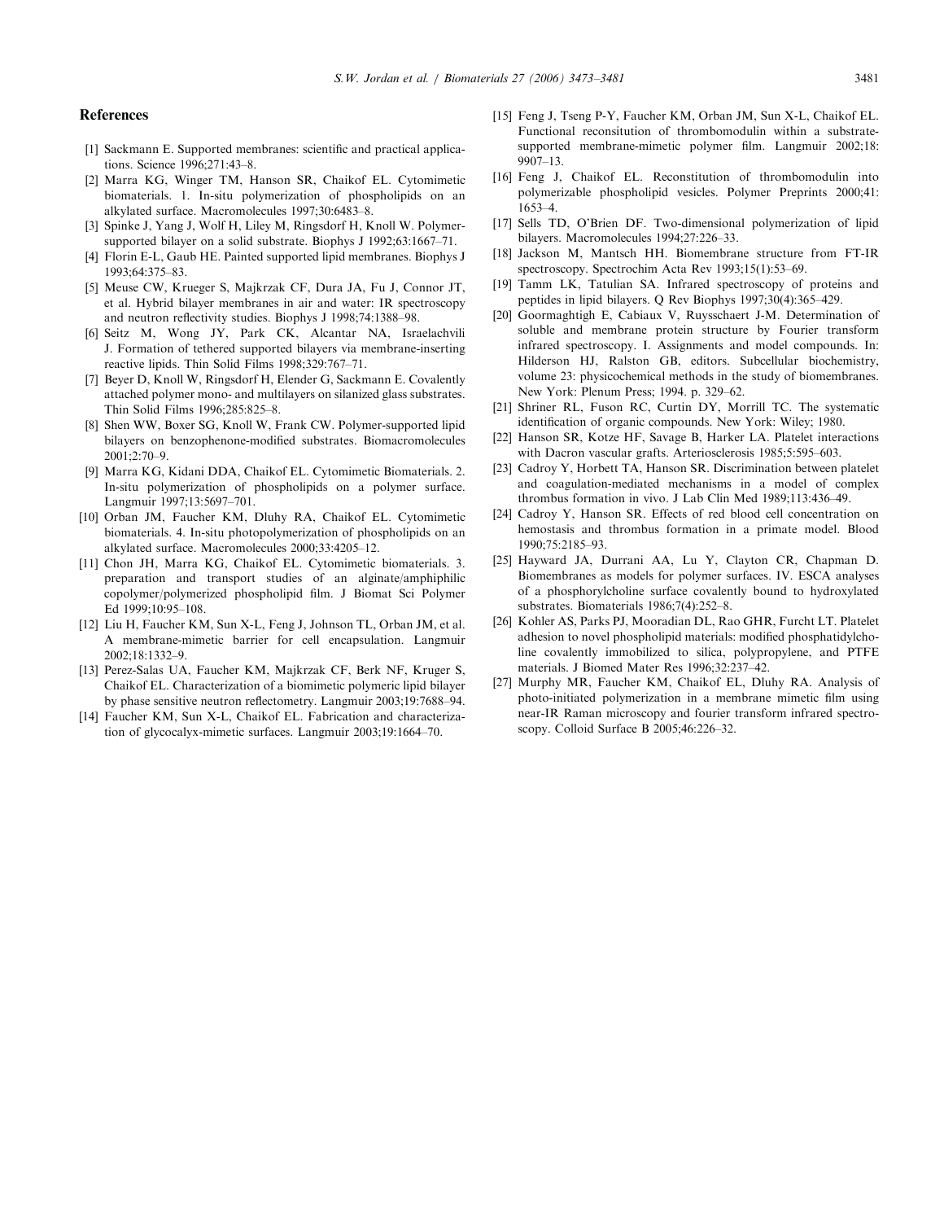## References

[1] Sackmann E. Supported membranes: scientific and practical applications. Science 1996;271:43–8.

[2] Marra KG, Winger TM, Hanson SR, Chaikof EL. Cytomimetic biomaterials. 1. In-situ polymerization of phospholipids on an alkylated surface. Macromolecules 1997;30:6483–8.

[3] Spinke J, Yang J, Wolf H, Liley M, Ringsdorf H, Knoll W. Polymer-supported bilayer on a solid substrate. Biophys J 1992;63:1667–71.

[4] Florin E-L, Gaub HE. Painted supported lipid membranes. Biophys J 1993;64:375–83.

[5] Meuse CW, Krueger S, Majkrzak CF, Dura JA, Fu J, Connor JT, et al. Hybrid bilayer membranes in air and water: IR spectroscopy and neutron reflectivity studies. Biophys J 1998;74:1388–98.

[6] Seitz M, Wong JY, Park CK, Alcantar NA, Israelachvili J. Formation of tethered supported bilayers via membrane-inserting reactive lipids. Thin Solid Films 1998;329:767–71.

[7] Beyer D, Knoll W, Ringsdorf H, Elender G, Sackmann E. Covalently attached polymer mono- and multilayers on silanized glass substrates. Thin Solid Films 1996;285:825–8.

[8] Shen WW, Boxer SG, Knoll W, Frank CW. Polymer-supported lipid bilayers on benzophenone-modified substrates. Biomacromolecules 2001;2:70–9.

[9] Marra KG, Kidani DDA, Chaikof EL. Cytomimetic Biomaterials. 2. In-situ polymerization of phospholipids on a polymer surface. Langmuir 1997;13:5697–701.

[10] Orban JM, Faucher KM, Dluhy RA, Chaikof EL. Cytomimetic biomaterials. 4. In-situ photopolymerization of phospholipids on an alkylated surface. Macromolecules 2000;33:4205–12.

[11] Chon JH, Marra KG, Chaikof EL. Cytomimetic biomaterials. 3. preparation and transport studies of an alginate/amphiphilic copolymer/polymerized phospholipid film. J Biomat Sci Polymer Ed 1999;10:95–108.

[12] Liu H, Faucher KM, Sun X-L, Feng J, Johnson TL, Orban JM, et al. A membrane-mimetic barrier for cell encapsulation. Langmuir 2002;18:1332–9.

[13] Perez-Salas UA, Faucher KM, Majkrzak CF, Berk NF, Kruger S, Chaikof EL. Characterization of a biomimetic polymeric lipid bilayer by phase sensitive neutron reflectometry. Langmuir 2003;19:7688–94.

[14] Faucher KM, Sun X-L, Chaikof EL. Fabrication and characterization of glycocalyx-mimetic surfaces. Langmuir 2003;19:1664–70.

[15] Feng J, Tseng P-Y, Faucher KM, Orban JM, Sun X-L, Chaikof EL. Functional reconsitution of thrombomodulin within a substrate-supported membrane-mimetic polymer film. Langmuir 2002;18: 9907–13.

[16] Feng J, Chaikof EL. Reconstitution of thrombomodulin into polymerizable phospholipid vesicles. Polymer Preprints 2000;41: 1653–4.

[17] Sells TD, O'Brien DF. Two-dimensional polymerization of lipid bilayers. Macromolecules 1994;27:226–33.

[18] Jackson M, Mantsch HH. Biomembrane structure from FT-IR spectroscopy. Spectrochim Acta Rev 1993;15(1):53–69.

[19] Tamm LK, Tatulian SA. Infrared spectroscopy of proteins and peptides in lipid bilayers. Q Rev Biophys 1997;30(4):365–429.

[20] Goormaghtigh E, Cabiaux V, Ruysschaert J-M. Determination of soluble and membrane protein structure by Fourier transform infrared spectroscopy. I. Assignments and model compounds. In: Hilderson HJ, Ralston GB, editors. Subcellular biochemistry, volume 23: physicochemical methods in the study of biomembranes. New York: Plenum Press; 1994. p. 329–62.

[21] Shriner RL, Fuson RC, Curtin DY, Morrill TC. The systematic identification of organic compounds. New York: Wiley; 1980.

[22] Hanson SR, Kotze HF, Savage B, Harker LA. Platelet interactions with Dacron vascular grafts. Arteriosclerosis 1985;5:595–603.

[23] Cadroy Y, Horbett TA, Hanson SR. Discrimination between platelet and coagulation-mediated mechanisms in a model of complex thrombus formation in vivo. J Lab Clin Med 1989;113:436–49.

[24] Cadroy Y, Hanson SR. Effects of red blood cell concentration on hemostasis and thrombus formation in a primate model. Blood 1990;75:2185–93.

[25] Hayward JA, Durrani AA, Lu Y, Clayton CR, Chapman D. Biomembranes as models for polymer surfaces. IV. ESCA analyses of a phosphorylcholine surface covalently bound to hydroxylated substrates. Biomaterials 1986;7(4):252–8.

[26] Kohler AS, Parks PJ, Mooradian DL, Rao GHR, Furcht LT. Platelet adhesion to novel phospholipid materials: modified phosphatidylcholine covalently immobilized to silica, polypropylene, and PTFE materials. J Biomed Mater Res 1996;32:237–42.

[27] Murphy MR, Faucher KM, Chaikof EL, Dluhy RA. Analysis of photo-initiated polymerization in a membrane mimetic film using near-IR Raman microscopy and fourier transform infrared spectroscopy. Colloid Surface B 2005;46:226–32.